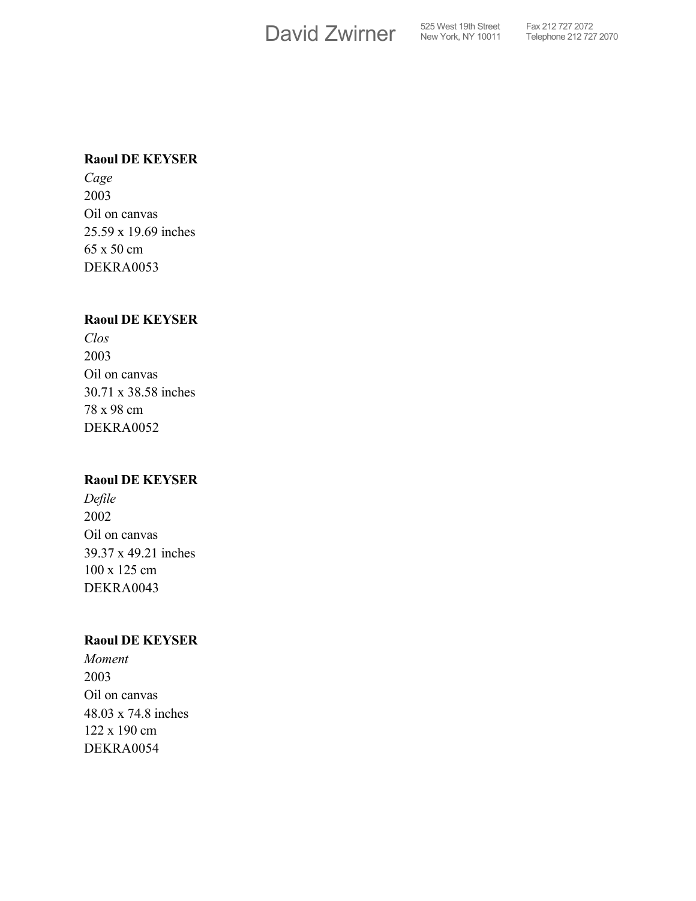**Raoul DE KEYSER**
*Cage*
2003
Oil on canvas
25.59 x 19.69 inches
65 x 50 cm
DEKRA0053

**Raoul DE KEYSER**
*Clos*
2003
Oil on canvas
30.71 x 38.58 inches
78 x 98 cm
DEKRA0052

**Raoul DE KEYSER**
*Defile*
2002
Oil on canvas
39.37 x 49.21 inches
100 x 125 cm
DEKRA0043

**Raoul DE KEYSER**
*Moment*
2003
Oil on canvas
48.03 x 74.8 inches
122 x 190 cm
DEKRA0054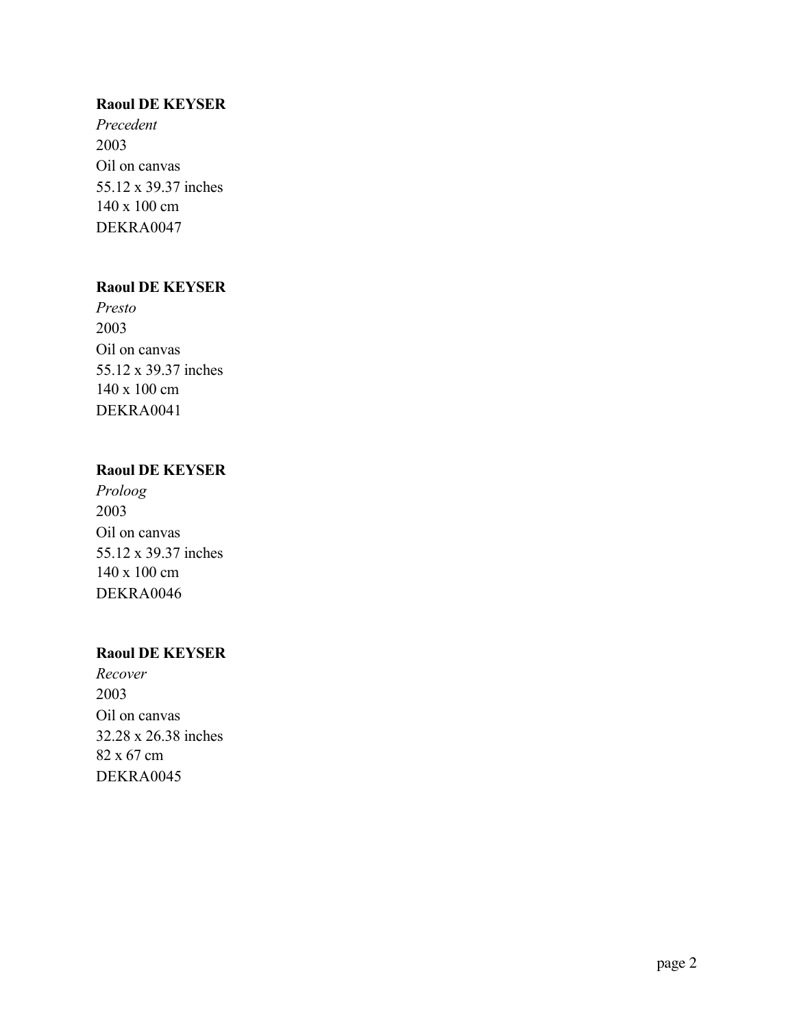**Raoul DE KEYSER**
*Precedent*
2003
Oil on canvas
55.12 x 39.37 inches
140 x 100 cm
DEKRA0047

**Raoul DE KEYSER**
*Presto*
2003
Oil on canvas
55.12 x 39.37 inches
140 x 100 cm
DEKRA0041

**Raoul DE KEYSER**
*Proloog*
2003
Oil on canvas
55.12 x 39.37 inches
140 x 100 cm
DEKRA0046

**Raoul DE KEYSER**
*Recover*
2003
Oil on canvas
32.28 x 26.38 inches
82 x 67 cm
DEKRA0045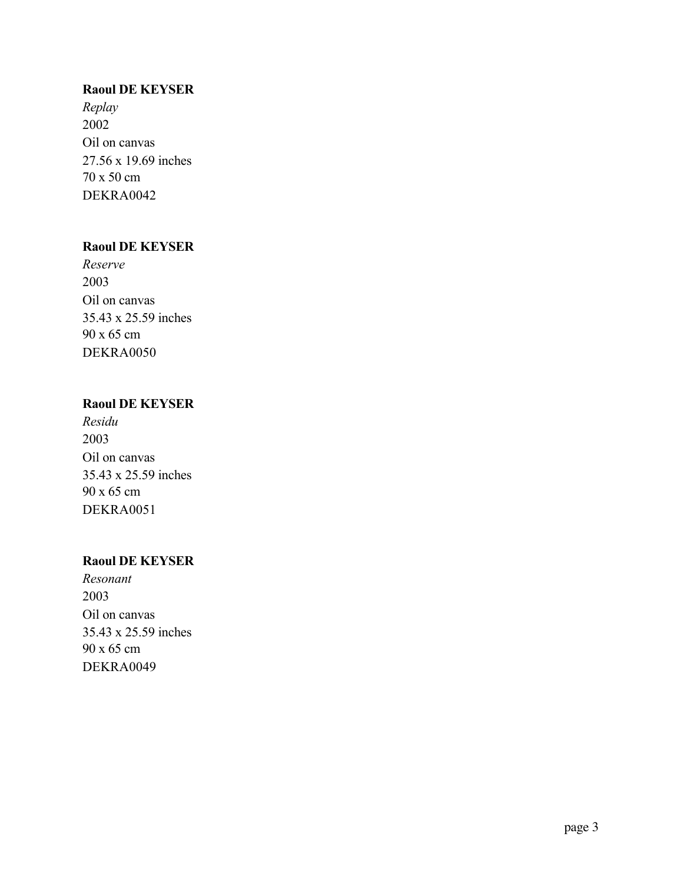**Raoul DE KEYSER**
*Replay*
2002
Oil on canvas
27.56 x 19.69 inches
70 x 50 cm
DEKRA0042

**Raoul DE KEYSER**
*Reserve*
2003
Oil on canvas
35.43 x 25.59 inches
90 x 65 cm
DEKRA0050

**Raoul DE KEYSER**
*Residu*
2003
Oil on canvas
35.43 x 25.59 inches
90 x 65 cm
DEKRA0051

**Raoul DE KEYSER**
*Resonant*
2003
Oil on canvas
35.43 x 25.59 inches
90 x 65 cm
DEKRA0049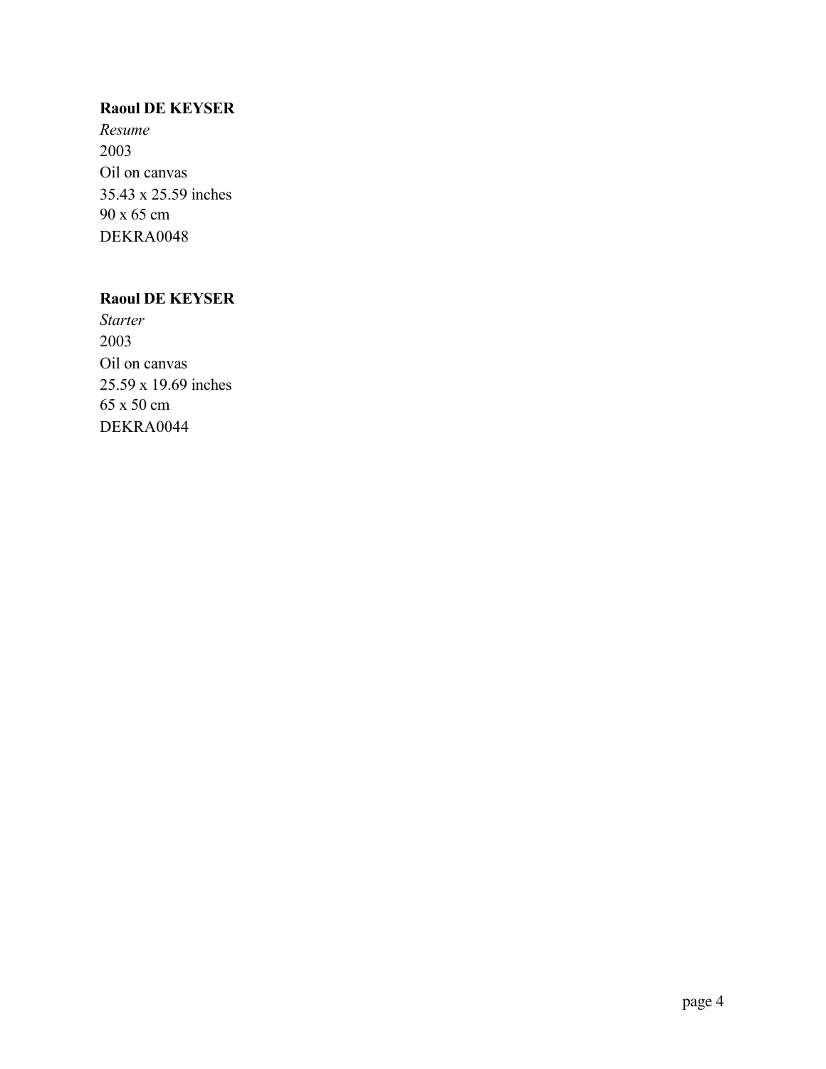**Raoul DE KEYSER**
*Resume*
2003
Oil on canvas
35.43 x 25.59 inches
90 x 65 cm
DEKRA0048

**Raoul DE KEYSER**
*Starter*
2003
Oil on canvas
25.59 x 19.69 inches
65 x 50 cm
DEKRA0044